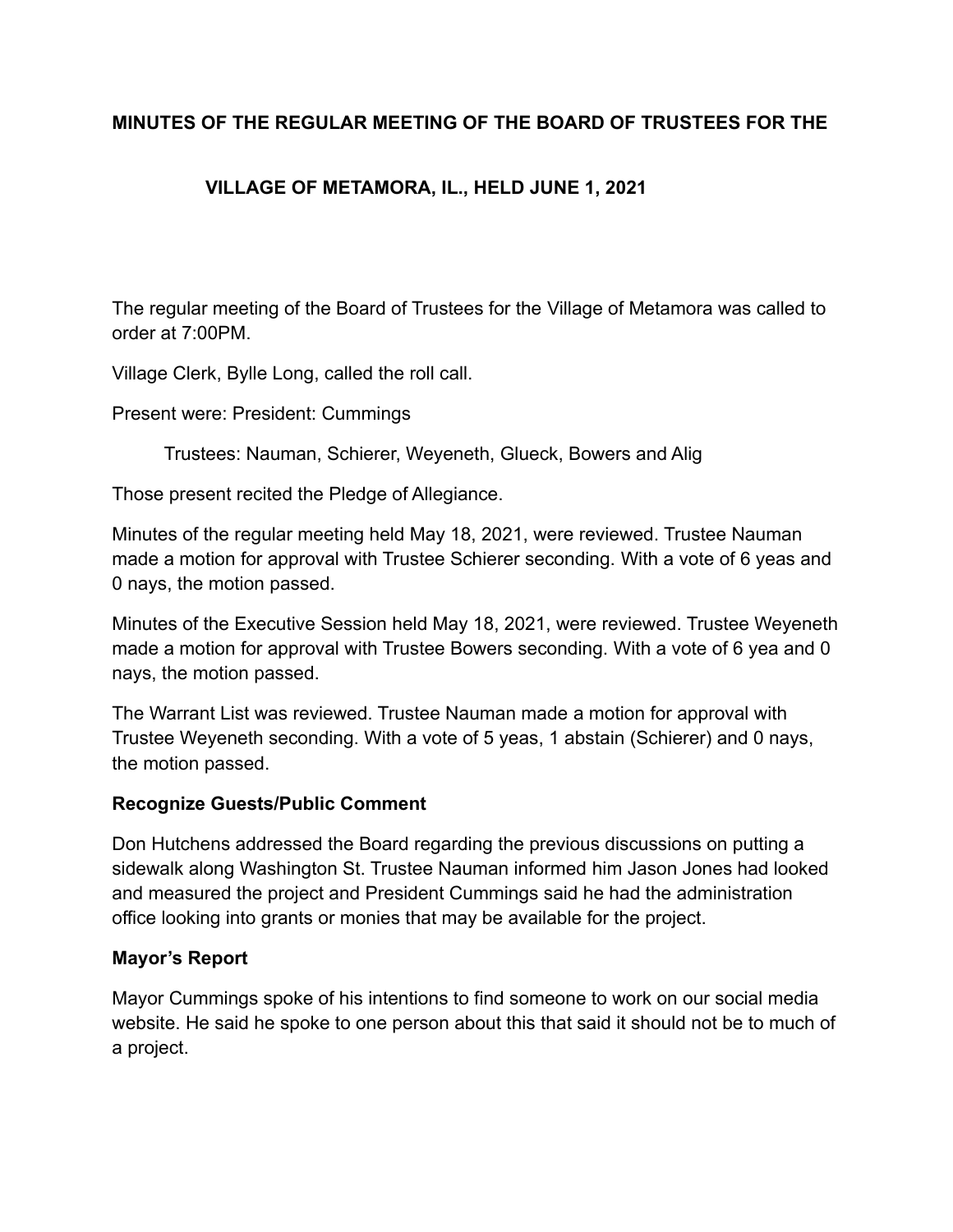# MINUTES OF THE REGULAR MEETING OF THE BOARD OF TRUSTEES FOR THE VILLAGE OF METAMORA, IL., HELD JUNE 1, 2021

The regular meeting of the Board of Trustees for the Village of Metamora was called to order at 7:00PM.

Village Clerk, Bylle Long, called the roll call.

Present were: President: Cummings

Trustees: Nauman, Schierer, Weyeneth, Glueck, Bowers and Alig

Those present recited the Pledge of Allegiance.

Minutes of the regular meeting held May 18, 2021, were reviewed. Trustee Nauman made a motion for approval with Trustee Schierer seconding. With a vote of 6 yeas and 0 nays, the motion passed.

Minutes of the Executive Session held May 18, 2021, were reviewed. Trustee Weyeneth made a motion for approval with Trustee Bowers seconding. With a vote of 6 yea and 0 nays, the motion passed.

The Warrant List was reviewed. Trustee Nauman made a motion for approval with Trustee Weyeneth seconding. With a vote of 5 yeas, 1 abstain (Schierer) and 0 nays, the motion passed.

**Recognize Guests/Public Comment**

Don Hutchens addressed the Board regarding the previous discussions on putting a sidewalk along Washington St. Trustee Nauman informed him Jason Jones had looked and measured the project and President Cummings said he had the administration office looking into grants or monies that may be available for the project.

**Mayor's Report**

Mayor Cummings spoke of his intentions to find someone to work on our social media website. He said he spoke to one person about this that said it should not be to much of a project.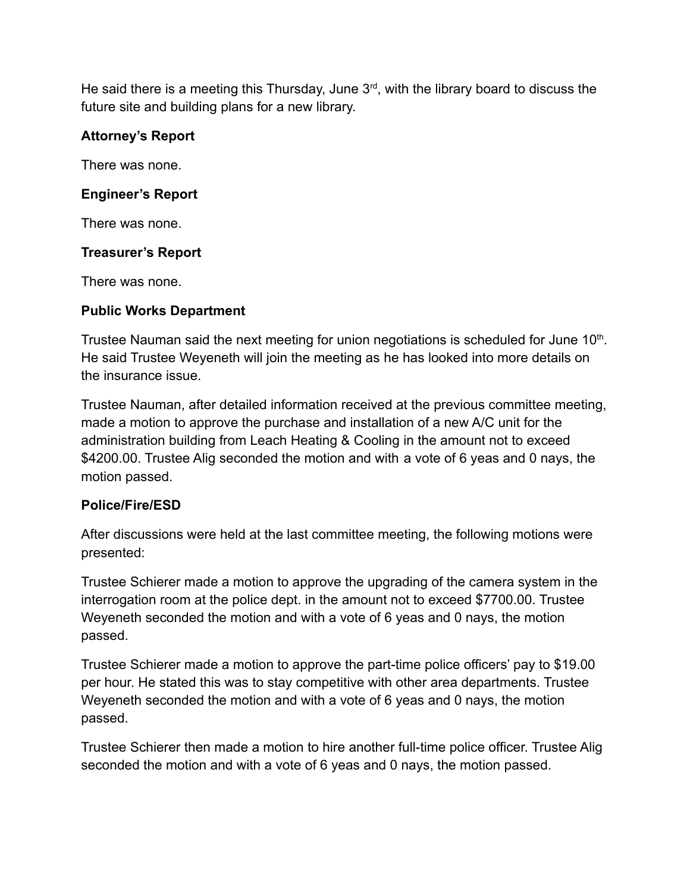He said there is a meeting this Thursday, June 3rd, with the library board to discuss the future site and building plans for a new library.

**Attorney's Report**

There was none.

**Engineer's Report**

There was none.

**Treasurer's Report**

There was none.

**Public Works Department**

Trustee Nauman said the next meeting for union negotiations is scheduled for June 10th. He said Trustee Weyeneth will join the meeting as he has looked into more details on the insurance issue.

Trustee Nauman, after detailed information received at the previous committee meeting, made a motion to approve the purchase and installation of a new A/C unit for the administration building from Leach Heating & Cooling in the amount not to exceed $4200.00. Trustee Alig seconded the motion and with a vote of 6 yeas and 0 nays, the motion passed.

**Police/Fire/ESD**

After discussions were held at the last committee meeting, the following motions were presented:

Trustee Schierer made a motion to approve the upgrading of the camera system in the interrogation room at the police dept. in the amount not to exceed $7700.00. Trustee Weyeneth seconded the motion and with a vote of 6 yeas and 0 nays, the motion passed.

Trustee Schierer made a motion to approve the part-time police officers' pay to $19.00 per hour. He stated this was to stay competitive with other area departments. Trustee Weyeneth seconded the motion and with a vote of 6 yeas and 0 nays, the motion passed.

Trustee Schierer then made a motion to hire another full-time police officer. Trustee Alig seconded the motion and with a vote of 6 yeas and 0 nays, the motion passed.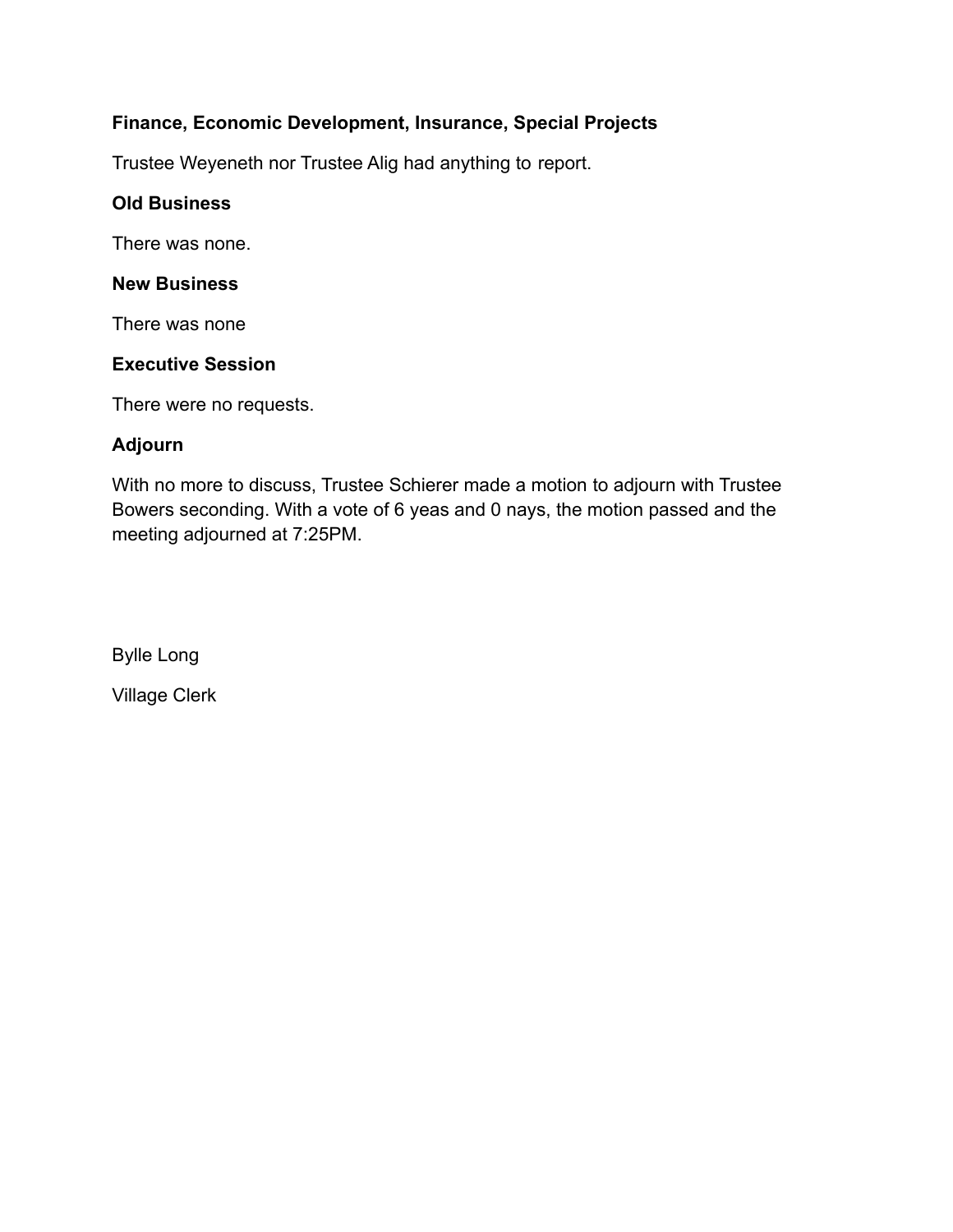**Finance, Economic Development, Insurance, Special Projects**

Trustee Weyeneth nor Trustee Alig had anything to report.

**Old Business**

There was none.

**New Business**

There was none

**Executive Session**

There were no requests.

**Adjourn**

With no more to discuss, Trustee Schierer made a motion to adjourn with Trustee Bowers seconding. With a vote of 6 yeas and 0 nays, the motion passed and the meeting adjourned at 7:25PM.

Bylle Long

Village Clerk